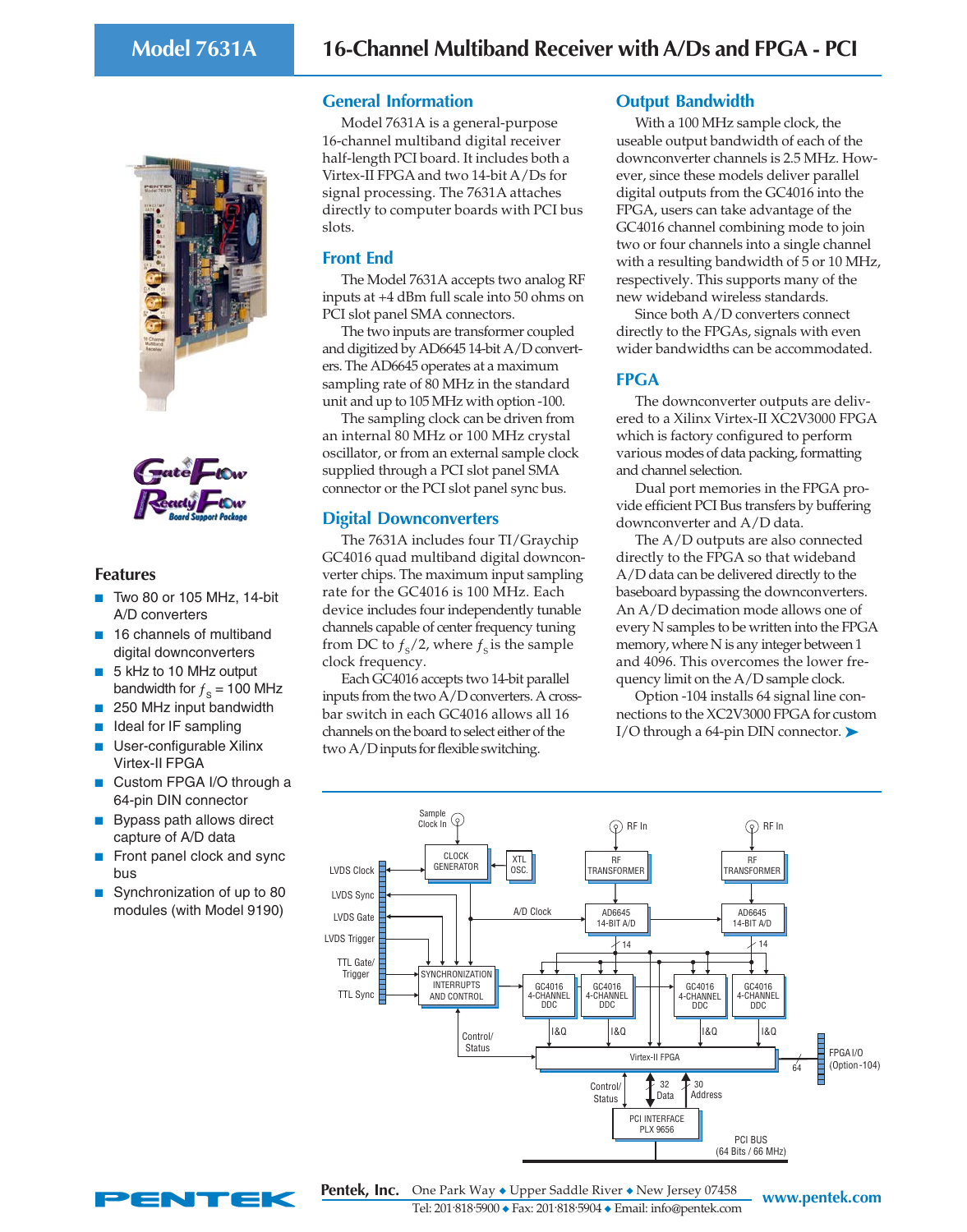# Model 7631A

## 16-Channel Multiband Receiver with A/Ds and FPGA - PCI

### Features

- Two 80 or 105 MHz, 14-bit A/D converters
- 16 channels of multiband digital downconverters
- 5 kHz to 10 MHz output bandwidth for $f_S$ = 100 MHz
- 250 MHz input bandwidth
- Ideal for IF sampling
- User-configurable Xilinx Virtex-II FPGA
- Custom FPGA I/O through a 64-pin DIN connector
- Bypass path allows direct capture of A/D data
- Front panel clock and sync bus
- Synchronization of up to 80 modules (with Model 9190)

### General Information

Model 7631A is a general-purpose 16-channel multiband digital receiver half-length PCI board. It includes both a Virtex-II FPGA and two 14-bit A/Ds for signal processing. The 7631A attaches directly to computer boards with PCI bus slots.

### Front End

The Model 7631A accepts two analog RF inputs at +4 dBm full scale into 50 ohms on PCI slot panel SMA connectors.

The two inputs are transformer coupled and digitized by AD6645 14-bit A/D converters. The AD6645 operates at a maximum sampling rate of 80 MHz in the standard unit and up to 105 MHz with option -100.

The sampling clock can be driven from an internal 80 MHz or 100 MHz crystal oscillator, or from an external sample clock supplied through a PCI slot panel SMA connector or the PCI slot panel sync bus.

### Digital Downconverters

The 7631A includes four TI/Graychip GC4016 quad multiband digital downconverter chips. The maximum input sampling rate for the GC4016 is 100 MHz. Each device includes four independently tunable channels capable of center frequency tuning from DC to $f_S/2$, where $f_S$ is the sample clock frequency.

Each GC4016 accepts two 14-bit parallel inputs from the two A/D converters. A crossbar switch in each GC4016 allows all 16 channels on the board to select either of the two A/D inputs for flexible switching.

### Output Bandwidth

With a 100 MHz sample clock, the useable output bandwidth of each of the downconverter channels is 2.5 MHz. However, since these models deliver parallel digital outputs from the GC4016 into the FPGA, users can take advantage of the GC4016 channel combining mode to join two or four channels into a single channel with a resulting bandwidth of 5 or 10 MHz, respectively. This supports many of the new wideband wireless standards.

Since both A/D converters connect directly to the FPGAs, signals with even wider bandwidths can be accommodated.

### FPGA

The downconverter outputs are delivered to a Xilinx Virtex-II XC2V3000 FPGA which is factory configured to perform various modes of data packing, formatting and channel selection.

Dual port memories in the FPGA provide efficient PCI Bus transfers by buffering downconverter and A/D data.

The A/D outputs are also connected directly to the FPGA so that wideband A/D data can be delivered directly to the baseboard bypassing the downconverters. An A/D decimation mode allows one of every N samples to be written into the FPGA memory, where N is any integer between 1 and 4096. This overcomes the lower frequency limit on the A/D sample clock.

Option -104 installs 64 signal line connections to the XC2V3000 FPGA for custom I/O through a 64-pin DIN connector.

Pentek, Inc. One Park Way ◆ Upper Saddle River ◆ New Jersey 07458
Tel: 201·818·5900 ◆ Fax: 201·818·5904 ◆ Email: info@pentek.com
www.pentek.com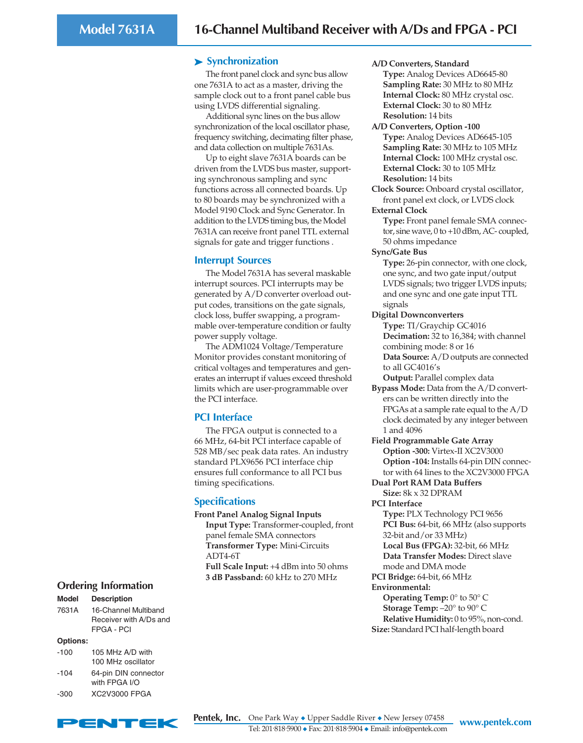## Synchronization

The front panel clock and sync bus allow one 7631A to act as a master, driving the sample clock out to a front panel cable bus using LVDS differential signaling.

Additional sync lines on the bus allow synchronization of the local oscillator phase, frequency switching, decimating filter phase, and data collection on multiple 7631As.

Up to eight slave 7631A boards can be driven from the LVDS bus master, supporting synchronous sampling and sync functions across all connected boards. Up to 80 boards may be synchronized with a Model 9190 Clock and Sync Generator. In addition to the LVDS timing bus, the Model 7631A can receive front panel TTL external signals for gate and trigger functions .

## Interrupt Sources

The Model 7631A has several maskable interrupt sources. PCI interrupts may be generated by A/D converter overload output codes, transitions on the gate signals, clock loss, buffer swapping, a programmable over-temperature condition or faulty power supply voltage.

The ADM1024 Voltage/Temperature Monitor provides constant monitoring of critical voltages and temperatures and generates an interrupt if values exceed threshold limits which are user-programmable over the PCI interface.

## PCI Interface

The FPGA output is connected to a 66 MHz, 64-bit PCI interface capable of 528 MB/sec peak data rates. An industry standard PLX9656 PCI interface chip ensures full conformance to all PCI bus timing specifications.

## Specifications

**Front Panel Analog Signal Inputs**
- **Input Type:** Transformer-coupled, front panel female SMA connectors
- **Transformer Type:** Mini-Circuits ADT4-6T
- **Full Scale Input:** +4 dBm into 50 ohms
- **3 dB Passband:** 60 kHz to 270 MHz

**A/D Converters, Standard**
- **Type:** Analog Devices AD6645-80
- **Sampling Rate:** 30 MHz to 80 MHz
- **Internal Clock:** 80 MHz crystal osc.
- **External Clock:** 30 to 80 MHz
- **Resolution:** 14 bits

**A/D Converters, Option -100**
- **Type:** Analog Devices AD6645-105
- **Sampling Rate:** 30 MHz to 105 MHz
- **Internal Clock:** 100 MHz crystal osc.
- **External Clock:** 30 to 105 MHz
- **Resolution:** 14 bits

**Clock Source:** Onboard crystal oscillator, front panel ext clock, or LVDS clock

**External Clock**
- **Type:** Front panel female SMA connector, sine wave, 0 to +10 dBm, AC- coupled, 50 ohms impedance

**Sync/Gate Bus**
- **Type:** 26-pin connector, with one clock, one sync, and two gate input/output LVDS signals; two trigger LVDS inputs; and one sync and one gate input TTL signals

**Digital Downconverters**
- **Type:** TI/Graychip GC4016
- **Decimation:** 32 to 16,384; with channel combining mode: 8 or 16
- **Data Source:** A/D outputs are connected to all GC4016's
- **Output:** Parallel complex data

**Bypass Mode:** Data from the A/D converters can be written directly into the FPGAs at a sample rate equal to the A/D clock decimated by any integer between 1 and 4096

**Field Programmable Gate Array**
- **Option -300:** Virtex-II XC2V3000
- **Option -104:** Installs 64-pin DIN connector with 64 lines to the XC2V3000 FPGA

**Dual Port RAM Data Buffers**
- **Size:** 8k x 32 DPRAM

**PCI Interface**
- **Type:** PLX Technology PCI 9656
- **PCI Bus:** 64-bit, 66 MHz (also supports 32-bit and/or 33 MHz)
- **Local Bus (FPGA):** 32-bit, 66 MHz
- **Data Transfer Modes:** Direct slave mode and DMA mode

**PCI Bridge:** 64-bit, 66 MHz

**Environmental:**
- **Operating Temp:** 0° to 50° C
- **Storage Temp:** –20° to 90° C
- **Relative Humidity:** 0 to 95%, non-cond.

**Size:** Standard PCI half-length board

## Ordering Information

| Model | Description |
|---|---|
| 7631A | 16-Channel Multiband Receiver with A/Ds and FPGA - PCI |

**Options:**

| | |
|---|---|
| -100 | 105 MHz A/D with 100 MHz oscillator |
| -104 | 64-pin DIN connector with FPGA I/O |
| -300 | XC2V3000 FPGA |

**Pentek, Inc.** One Park Way ◆ Upper Saddle River ◆ New Jersey 07458
Tel: 201·818·5900 ◆ Fax: 201·818·5904 ◆ Email: info@pentek.com
www.pentek.com